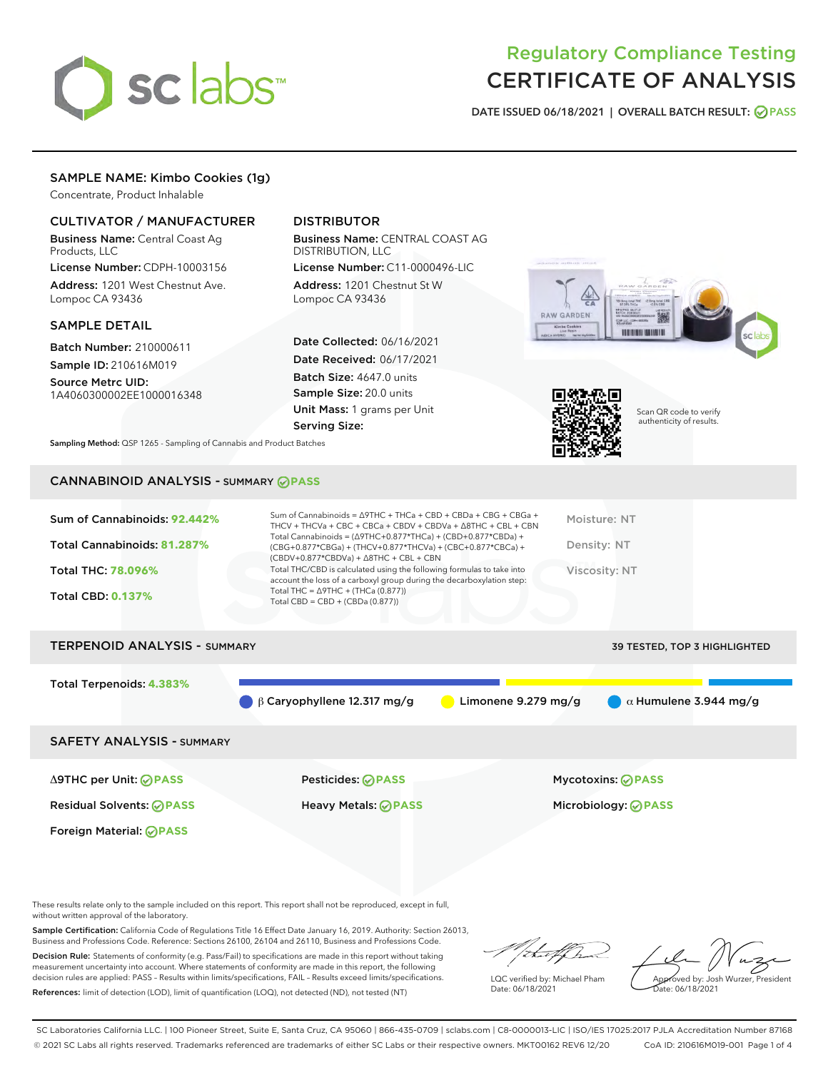# Regulatory Compliance Testing
# CERTIFICATE OF ANALYSIS

DATE ISSUED 06/18/2021 | OVERALL BATCH RESULT: PASS

## SAMPLE NAME: Kimbo Cookies (1g)

Concentrate, Product Inhalable

### CULTIVATOR / MANUFACTURER

**Business Name:** Central Coast Ag Products, LLC

**License Number:** CDPH-10003156

**Address:** 1201 West Chestnut Ave. Lompoc CA 93436

### SAMPLE DETAIL

**Batch Number:** 210000611

**Sample ID:** 210616M019

**Source Metrc UID:** 1A4060300002EE1000016348

### DISTRIBUTOR

**Business Name:** CENTRAL COAST AG DISTRIBUTION, LLC

**License Number:** C11-0000496-LIC

**Address:** 1201 Chestnut St W Lompoc CA 93436

**Date Collected:** 06/16/2021

**Date Received:** 06/17/2021

**Batch Size:** 4647.0 units

**Sample Size:** 20.0 units

**Unit Mass:** 1 grams per Unit

**Serving Size:**

Scan QR code to verify authenticity of results.

**Sampling Method:** QSP 1265 - Sampling of Cannabis and Product Batches

## CANNABINOID ANALYSIS - SUMMARY PASS

**Sum of Cannabinoids:** 92.442%

**Total Cannabinoids:** 81.287%

**Total THC:** 78.096%

**Total CBD:** 0.137%

Sum of Cannabinoids = Δ9THC + THCa + CBD + CBDa + CBG + CBGa + THCV + THCVa + CBC + CBCa + CBDV + CBDVa + Δ8THC + CBL + CBN

Total Cannabinoids = (Δ9THC+0.877*THCa) + (CBD+0.877*CBDa) + (CBG+0.877*CBGa) + (THCV+0.877*THCVa) + (CBC+0.877*CBCa) + (CBDV+0.877*CBDVa) + Δ8THC + CBL + CBN

Total THC/CBD is calculated using the following formulas to take into account the loss of a carboxyl group during the decarboxylation step:
Total THC = Δ9THC + (THCa (0.877))
Total CBD = CBD + (CBDa (0.877))

Moisture: NT

Density: NT

Viscosity: NT

## TERPENOID ANALYSIS - SUMMARY

39 TESTED, TOP 3 HIGHLIGHTED

**Total Terpenoids:** 4.383%

β Caryophyllene 12.317 mg/g | Limonene 9.279 mg/g | α Humulene 3.944 mg/g

## SAFETY ANALYSIS - SUMMARY

| | | |
|---|---|---|
| Δ9THC per Unit: PASS | Pesticides: PASS | Mycotoxins: PASS |
| Residual Solvents: PASS | Heavy Metals: PASS | Microbiology: PASS |
| Foreign Material: PASS | | |

These results relate only to the sample included on this report. This report shall not be reproduced, except in full, without written approval of the laboratory.

**Sample Certification:** California Code of Regulations Title 16 Effect Date January 16, 2019. Authority: Section 26013, Business and Professions Code. Reference: Sections 26100, 26104 and 26110, Business and Professions Code.

**Decision Rule:** Statements of conformity (e.g. Pass/Fail) to specifications are made in this report without taking measurement uncertainty into account. Where statements of conformity are made in this report, the following decision rules are applied: PASS - Results within limits/specifications, FAIL - Results exceed limits/specifications.

**References:** limit of detection (LOD), limit of quantification (LOQ), not detected (ND), not tested (NT)

LQC verified by: Michael Pham
Date: 06/18/2021

Approved by: Josh Wurzer, President
Date: 06/18/2021

SC Laboratories California LLC. | 100 Pioneer Street, Suite E, Santa Cruz, CA 95060 | 866-435-0709 | sclabs.com | C8-0000013-LIC | ISO/IES 17025:2017 PJLA Accreditation Number 87168
© 2021 SC Labs all rights reserved. Trademarks referenced are trademarks of either SC Labs or their respective owners. MKT00162 REV6 12/20 CoA ID: 210616M019-001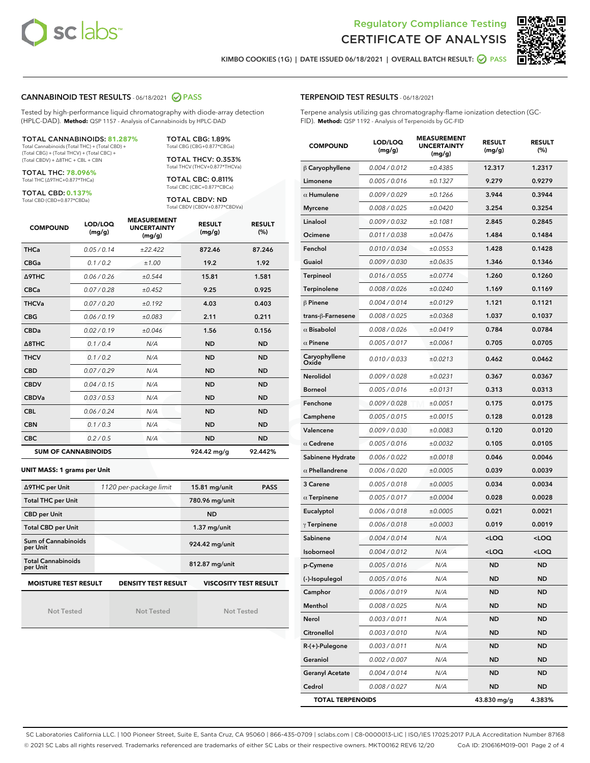Regulatory Compliance Testing
CERTIFICATE OF ANALYSIS

KIMBO COOKIES (1G) | DATE ISSUED 06/18/2021 | OVERALL BATCH RESULT: PASS

## CANNABINOID TEST RESULTS - 06/18/2021 PASS

Tested by high-performance liquid chromatography with diode-array detection (HPLC-DAD). **Method:** QSP 1157 - Analysis of Cannabinoids by HPLC-DAD

**TOTAL CANNABINOIDS: 81.287%**
Total Cannabinoids (Total THC) + (Total CBD) + (Total CBG) + (Total THCV) + (Total CBC) + (Total CBDV) + Δ8THC + CBL + CBN

**TOTAL THC: 78.096%**
Total THC (Δ9THC+0.877*THCa)

**TOTAL CBD: 0.137%**
Total CBD (CBD+0.877*CBDa)

**TOTAL CBG: 1.89%**
Total CBG (CBG+0.877*CBGa)

**TOTAL THCV: 0.353%**
Total THCV (THCV+0.877*THCVa)

**TOTAL CBC: 0.811%**
Total CBC (CBC+0.877*CBCa)

**TOTAL CBDV: ND**
Total CBDV (CBDV+0.877*CBDVa)

| COMPOUND | LOD/LOQ (mg/g) | MEASUREMENT UNCERTAINTY (mg/g) | RESULT (mg/g) | RESULT (%) |
|---|---|---|---|---|
| THCa | 0.05 / 0.14 | ±22.422 | 872.46 | 87.246 |
| CBGa | 0.1 / 0.2 | ±1.00 | 19.2 | 1.92 |
| Δ9THC | 0.06 / 0.26 | ±0.544 | 15.81 | 1.581 |
| CBCa | 0.07 / 0.28 | ±0.452 | 9.25 | 0.925 |
| THCVa | 0.07 / 0.20 | ±0.192 | 4.03 | 0.403 |
| CBG | 0.06 / 0.19 | ±0.083 | 2.11 | 0.211 |
| CBDa | 0.02 / 0.19 | ±0.046 | 1.56 | 0.156 |
| Δ8THC | 0.1 / 0.4 | N/A | ND | ND |
| THCV | 0.1 / 0.2 | N/A | ND | ND |
| CBD | 0.07 / 0.29 | N/A | ND | ND |
| CBDV | 0.04 / 0.15 | N/A | ND | ND |
| CBDVa | 0.03 / 0.53 | N/A | ND | ND |
| CBL | 0.06 / 0.24 | N/A | ND | ND |
| CBN | 0.1 / 0.3 | N/A | ND | ND |
| CBC | 0.2 / 0.5 | N/A | ND | ND |
| **SUM OF CANNABINOIDS** | | | 924.42 mg/g | 92.442% |

**UNIT MASS: 1 grams per Unit**

| | | | |
|---|---|---|---|
| Δ9THC per Unit | 1120 per-package limit | 15.81 mg/unit | PASS |
| Total THC per Unit | | 780.96 mg/unit | |
| CBD per Unit | | ND | |
| Total CBD per Unit | | 1.37 mg/unit | |
| Sum of Cannabinoids per Unit | | 924.42 mg/unit | |
| Total Cannabinoids per Unit | | 812.87 mg/unit | |

| MOISTURE TEST RESULT | DENSITY TEST RESULT | VISCOSITY TEST RESULT |
|---|---|---|
| Not Tested | Not Tested | Not Tested |

## TERPENOID TEST RESULTS - 06/18/2021

Terpene analysis utilizing gas chromatography-flame ionization detection (GC-FID). **Method:** QSP 1192 - Analysis of Terpenoids by GC-FID

| COMPOUND | LOD/LOQ (mg/g) | MEASUREMENT UNCERTAINTY (mg/g) | RESULT (mg/g) | RESULT (%) |
|---|---|---|---|---|
| β Caryophyllene | 0.004 / 0.012 | ±0.4385 | 12.317 | 1.2317 |
| Limonene | 0.005 / 0.016 | ±0.1327 | 9.279 | 0.9279 |
| α Humulene | 0.009 / 0.029 | ±0.1266 | 3.944 | 0.3944 |
| Myrcene | 0.008 / 0.025 | ±0.0420 | 3.254 | 0.3254 |
| Linalool | 0.009 / 0.032 | ±0.1081 | 2.845 | 0.2845 |
| Ocimene | 0.011 / 0.038 | ±0.0476 | 1.484 | 0.1484 |
| Fenchol | 0.010 / 0.034 | ±0.0553 | 1.428 | 0.1428 |
| Guaiol | 0.009 / 0.030 | ±0.0635 | 1.346 | 0.1346 |
| Terpineol | 0.016 / 0.055 | ±0.0774 | 1.260 | 0.1260 |
| Terpinolene | 0.008 / 0.026 | ±0.0240 | 1.169 | 0.1169 |
| β Pinene | 0.004 / 0.014 | ±0.0129 | 1.121 | 0.1121 |
| trans-β-Farnesene | 0.008 / 0.025 | ±0.0368 | 1.037 | 0.1037 |
| α Bisabolol | 0.008 / 0.026 | ±0.0419 | 0.784 | 0.0784 |
| α Pinene | 0.005 / 0.017 | ±0.0061 | 0.705 | 0.0705 |
| Caryophyllene Oxide | 0.010 / 0.033 | ±0.0213 | 0.462 | 0.0462 |
| Nerolidol | 0.009 / 0.028 | ±0.0231 | 0.367 | 0.0367 |
| Borneol | 0.005 / 0.016 | ±0.0131 | 0.313 | 0.0313 |
| Fenchone | 0.009 / 0.028 | ±0.0051 | 0.175 | 0.0175 |
| Camphene | 0.005 / 0.015 | ±0.0015 | 0.128 | 0.0128 |
| Valencene | 0.009 / 0.030 | ±0.0083 | 0.120 | 0.0120 |
| α Cedrene | 0.005 / 0.016 | ±0.0032 | 0.105 | 0.0105 |
| Sabinene Hydrate | 0.006 / 0.022 | ±0.0018 | 0.046 | 0.0046 |
| α Phellandrene | 0.006 / 0.020 | ±0.0005 | 0.039 | 0.0039 |
| 3 Carene | 0.005 / 0.018 | ±0.0005 | 0.034 | 0.0034 |
| α Terpinene | 0.005 / 0.017 | ±0.0004 | 0.028 | 0.0028 |
| Eucalyptol | 0.006 / 0.018 | ±0.0005 | 0.021 | 0.0021 |
| γ Terpinene | 0.006 / 0.018 | ±0.0003 | 0.019 | 0.0019 |
| Sabinene | 0.004 / 0.014 | N/A | <LOQ | <LOQ |
| Isoborneol | 0.004 / 0.012 | N/A | <LOQ | <LOQ |
| p-Cymene | 0.005 / 0.016 | N/A | ND | ND |
| (-)-Isopulegol | 0.005 / 0.016 | N/A | ND | ND |
| Camphor | 0.006 / 0.019 | N/A | ND | ND |
| Menthol | 0.008 / 0.025 | N/A | ND | ND |
| Nerol | 0.003 / 0.011 | N/A | ND | ND |
| Citronellol | 0.003 / 0.010 | N/A | ND | ND |
| R-(+)-Pulegone | 0.003 / 0.011 | N/A | ND | ND |
| Geraniol | 0.002 / 0.007 | N/A | ND | ND |
| Geranyl Acetate | 0.004 / 0.014 | N/A | ND | ND |
| Cedrol | 0.008 / 0.027 | N/A | ND | ND |
| **TOTAL TERPENOIDS** | | | 43.830 mg/g | 4.383% |

SC Laboratories California LLC. | 100 Pioneer Street, Suite E, Santa Cruz, CA 95060 | 866-435-0709 | sclabs.com | C8-0000013-LIC | ISO/IES 17025:2017 PJLA Accreditation Number 87168
© 2021 SC Labs all rights reserved. Trademarks referenced are trademarks of either SC Labs or their respective owners. MKT00162 REV6 12/20 CoA ID: 210616M019-001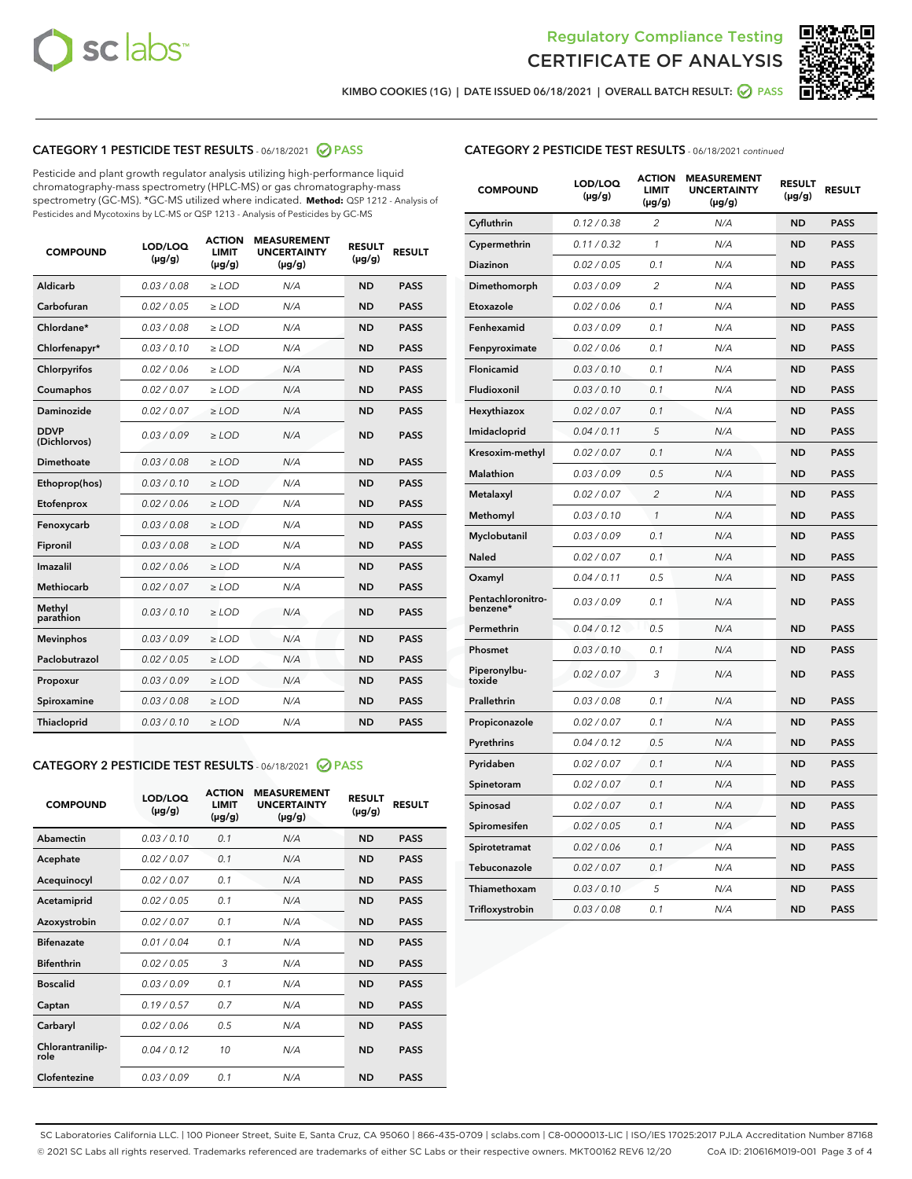Regulatory Compliance Testing
CERTIFICATE OF ANALYSIS

KIMBO COOKIES (1G) | DATE ISSUED 06/18/2021 | OVERALL BATCH RESULT: PASS

## CATEGORY 1 PESTICIDE TEST RESULTS - 06/18/2021 PASS

Pesticide and plant growth regulator analysis utilizing high-performance liquid chromatography-mass spectrometry (HPLC-MS) or gas chromatography-mass spectrometry (GC-MS). *GC-MS utilized where indicated. **Method:** QSP 1212 - Analysis of Pesticides and Mycotoxins by LC-MS or QSP 1213 - Analysis of Pesticides by GC-MS

| COMPOUND | LOD/LOQ (µg/g) | ACTION LIMIT (µg/g) | MEASUREMENT UNCERTAINTY (µg/g) | RESULT (µg/g) | RESULT |
|---|---|---|---|---|---|
| Aldicarb | 0.03 / 0.08 | ≥ LOD | N/A | ND | PASS |
| Carbofuran | 0.02 / 0.05 | ≥ LOD | N/A | ND | PASS |
| Chlordane* | 0.03 / 0.08 | ≥ LOD | N/A | ND | PASS |
| Chlorfenapyr* | 0.03 / 0.10 | ≥ LOD | N/A | ND | PASS |
| Chlorpyrifos | 0.02 / 0.06 | ≥ LOD | N/A | ND | PASS |
| Coumaphos | 0.02 / 0.07 | ≥ LOD | N/A | ND | PASS |
| Daminozide | 0.02 / 0.07 | ≥ LOD | N/A | ND | PASS |
| DDVP (Dichlorvos) | 0.03 / 0.09 | ≥ LOD | N/A | ND | PASS |
| Dimethoate | 0.03 / 0.08 | ≥ LOD | N/A | ND | PASS |
| Ethoprop(hos) | 0.03 / 0.10 | ≥ LOD | N/A | ND | PASS |
| Etofenprox | 0.02 / 0.06 | ≥ LOD | N/A | ND | PASS |
| Fenoxycarb | 0.03 / 0.08 | ≥ LOD | N/A | ND | PASS |
| Fipronil | 0.03 / 0.08 | ≥ LOD | N/A | ND | PASS |
| Imazalil | 0.02 / 0.06 | ≥ LOD | N/A | ND | PASS |
| Methiocarb | 0.02 / 0.07 | ≥ LOD | N/A | ND | PASS |
| Methyl parathion | 0.03 / 0.10 | ≥ LOD | N/A | ND | PASS |
| Mevinphos | 0.03 / 0.09 | ≥ LOD | N/A | ND | PASS |
| Paclobutrazol | 0.02 / 0.05 | ≥ LOD | N/A | ND | PASS |
| Propoxur | 0.03 / 0.09 | ≥ LOD | N/A | ND | PASS |
| Spiroxamine | 0.03 / 0.08 | ≥ LOD | N/A | ND | PASS |
| Thiacloprid | 0.03 / 0.10 | ≥ LOD | N/A | ND | PASS |

## CATEGORY 2 PESTICIDE TEST RESULTS - 06/18/2021 PASS

| COMPOUND | LOD/LOQ (µg/g) | ACTION LIMIT (µg/g) | MEASUREMENT UNCERTAINTY (µg/g) | RESULT (µg/g) | RESULT |
|---|---|---|---|---|---|
| Abamectin | 0.03 / 0.10 | 0.1 | N/A | ND | PASS |
| Acephate | 0.02 / 0.07 | 0.1 | N/A | ND | PASS |
| Acequinocyl | 0.02 / 0.07 | 0.1 | N/A | ND | PASS |
| Acetamiprid | 0.02 / 0.05 | 0.1 | N/A | ND | PASS |
| Azoxystrobin | 0.02 / 0.07 | 0.1 | N/A | ND | PASS |
| Bifenazate | 0.01 / 0.04 | 0.1 | N/A | ND | PASS |
| Bifenthrin | 0.02 / 0.05 | 3 | N/A | ND | PASS |
| Boscalid | 0.03 / 0.09 | 0.1 | N/A | ND | PASS |
| Captan | 0.19 / 0.57 | 0.7 | N/A | ND | PASS |
| Carbaryl | 0.02 / 0.06 | 0.5 | N/A | ND | PASS |
| Chlorantraniliprole | 0.04 / 0.12 | 10 | N/A | ND | PASS |
| Clofentezine | 0.03 / 0.09 | 0.1 | N/A | ND | PASS |
| Cyfluthrin | 0.12 / 0.38 | 2 | N/A | ND | PASS |
| Cypermethrin | 0.11 / 0.32 | 1 | N/A | ND | PASS |
| Diazinon | 0.02 / 0.05 | 0.1 | N/A | ND | PASS |
| Dimethomorph | 0.03 / 0.09 | 2 | N/A | ND | PASS |
| Etoxazole | 0.02 / 0.06 | 0.1 | N/A | ND | PASS |
| Fenhexamid | 0.03 / 0.09 | 0.1 | N/A | ND | PASS |
| Fenpyroximate | 0.02 / 0.06 | 0.1 | N/A | ND | PASS |
| Flonicamid | 0.03 / 0.10 | 0.1 | N/A | ND | PASS |
| Fludioxonil | 0.03 / 0.10 | 0.1 | N/A | ND | PASS |
| Hexythiazox | 0.02 / 0.07 | 0.1 | N/A | ND | PASS |
| Imidacloprid | 0.04 / 0.11 | 5 | N/A | ND | PASS |
| Kresoxim-methyl | 0.02 / 0.07 | 0.1 | N/A | ND | PASS |
| Malathion | 0.03 / 0.09 | 0.5 | N/A | ND | PASS |
| Metalaxyl | 0.02 / 0.07 | 2 | N/A | ND | PASS |
| Methomyl | 0.03 / 0.10 | 1 | N/A | ND | PASS |
| Myclobutanil | 0.03 / 0.09 | 0.1 | N/A | ND | PASS |
| Naled | 0.02 / 0.07 | 0.1 | N/A | ND | PASS |
| Oxamyl | 0.04 / 0.11 | 0.5 | N/A | ND | PASS |
| Pentachloronitrobenzene* | 0.03 / 0.09 | 0.1 | N/A | ND | PASS |
| Permethrin | 0.04 / 0.12 | 0.5 | N/A | ND | PASS |
| Phosmet | 0.03 / 0.10 | 0.1 | N/A | ND | PASS |
| Piperonylbutoxide | 0.02 / 0.07 | 3 | N/A | ND | PASS |
| Prallethrin | 0.03 / 0.08 | 0.1 | N/A | ND | PASS |
| Propiconazole | 0.02 / 0.07 | 0.1 | N/A | ND | PASS |
| Pyrethrins | 0.04 / 0.12 | 0.5 | N/A | ND | PASS |
| Pyridaben | 0.02 / 0.07 | 0.1 | N/A | ND | PASS |
| Spinetoram | 0.02 / 0.07 | 0.1 | N/A | ND | PASS |
| Spinosad | 0.02 / 0.07 | 0.1 | N/A | ND | PASS |
| Spiromesifen | 0.02 / 0.05 | 0.1 | N/A | ND | PASS |
| Spirotetramat | 0.02 / 0.06 | 0.1 | N/A | ND | PASS |
| Tebuconazole | 0.02 / 0.07 | 0.1 | N/A | ND | PASS |
| Thiamethoxam | 0.03 / 0.10 | 5 | N/A | ND | PASS |
| Trifloxystrobin | 0.03 / 0.08 | 0.1 | N/A | ND | PASS |

SC Laboratories California LLC. | 100 Pioneer Street, Suite E, Santa Cruz, CA 95060 | 866-435-0709 | sclabs.com | C8-0000013-LIC | ISO/IES 17025:2017 PJLA Accreditation Number 87168
© 2021 SC Labs all rights reserved. Trademarks referenced are trademarks of either SC Labs or their respective owners. MKT00162 REV6 12/20 CoA ID: 210616M019-001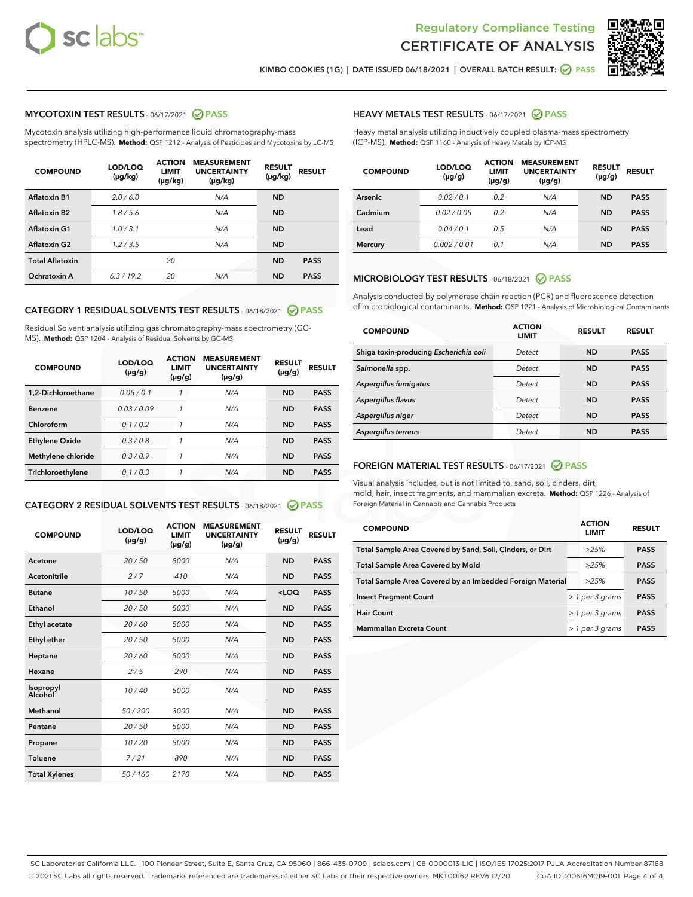Regulatory Compliance Testing

# CERTIFICATE OF ANALYSIS

KIMBO COOKIES (1G) | DATE ISSUED 06/18/2021 | OVERALL BATCH RESULT: PASS

## MYCOTOXIN TEST RESULTS - 06/17/2021 PASS

Mycotoxin analysis utilizing high-performance liquid chromatography-mass spectrometry (HPLC-MS). **Method:** QSP 1212 - Analysis of Pesticides and Mycotoxins by LC-MS

| COMPOUND | LOD/LOQ (µg/kg) | ACTION LIMIT (µg/kg) | MEASUREMENT UNCERTAINTY (µg/kg) | RESULT (µg/kg) | RESULT |
|---|---|---|---|---|---|
| Aflatoxin B1 | 2.0 / 6.0 | | N/A | ND | |
| Aflatoxin B2 | 1.8 / 5.6 | | N/A | ND | |
| Aflatoxin G1 | 1.0 / 3.1 | | N/A | ND | |
| Aflatoxin G2 | 1.2 / 3.5 | | N/A | ND | |
| Total Aflatoxin | | 20 | | ND | PASS |
| Ochratoxin A | 6.3 / 19.2 | 20 | N/A | ND | PASS |

## CATEGORY 1 RESIDUAL SOLVENTS TEST RESULTS - 06/18/2021 PASS

Residual Solvent analysis utilizing gas chromatography-mass spectrometry (GC-MS). **Method:** QSP 1204 - Analysis of Residual Solvents by GC-MS

| COMPOUND | LOD/LOQ (µg/g) | ACTION LIMIT (µg/g) | MEASUREMENT UNCERTAINTY (µg/g) | RESULT (µg/g) | RESULT |
|---|---|---|---|---|---|
| 1,2-Dichloroethane | 0.05 / 0.1 | 1 | N/A | ND | PASS |
| Benzene | 0.03 / 0.09 | 1 | N/A | ND | PASS |
| Chloroform | 0.1 / 0.2 | 1 | N/A | ND | PASS |
| Ethylene Oxide | 0.3 / 0.8 | 1 | N/A | ND | PASS |
| Methylene chloride | 0.3 / 0.9 | 1 | N/A | ND | PASS |
| Trichloroethylene | 0.1 / 0.3 | 1 | N/A | ND | PASS |

## CATEGORY 2 RESIDUAL SOLVENTS TEST RESULTS - 06/18/2021 PASS

| COMPOUND | LOD/LOQ (µg/g) | ACTION LIMIT (µg/g) | MEASUREMENT UNCERTAINTY (µg/g) | RESULT (µg/g) | RESULT |
|---|---|---|---|---|---|
| Acetone | 20 / 50 | 5000 | N/A | ND | PASS |
| Acetonitrile | 2 / 7 | 410 | N/A | ND | PASS |
| Butane | 10 / 50 | 5000 | N/A | <LOQ | PASS |
| Ethanol | 20 / 50 | 5000 | N/A | ND | PASS |
| Ethyl acetate | 20 / 60 | 5000 | N/A | ND | PASS |
| Ethyl ether | 20 / 50 | 5000 | N/A | ND | PASS |
| Heptane | 20 / 60 | 5000 | N/A | ND | PASS |
| Hexane | 2 / 5 | 290 | N/A | ND | PASS |
| Isopropyl Alcohol | 10 / 40 | 5000 | N/A | ND | PASS |
| Methanol | 50 / 200 | 3000 | N/A | ND | PASS |
| Pentane | 20 / 50 | 5000 | N/A | ND | PASS |
| Propane | 10 / 20 | 5000 | N/A | ND | PASS |
| Toluene | 7 / 21 | 890 | N/A | ND | PASS |
| Total Xylenes | 50 / 160 | 2170 | N/A | ND | PASS |

## HEAVY METALS TEST RESULTS - 06/17/2021 PASS

Heavy metal analysis utilizing inductively coupled plasma-mass spectrometry (ICP-MS). **Method:** QSP 1160 - Analysis of Heavy Metals by ICP-MS

| COMPOUND | LOD/LOQ (µg/g) | ACTION LIMIT (µg/g) | MEASUREMENT UNCERTAINTY (µg/g) | RESULT (µg/g) | RESULT |
|---|---|---|---|---|---|
| Arsenic | 0.02 / 0.1 | 0.2 | N/A | ND | PASS |
| Cadmium | 0.02 / 0.05 | 0.2 | N/A | ND | PASS |
| Lead | 0.04 / 0.1 | 0.5 | N/A | ND | PASS |
| Mercury | 0.002 / 0.01 | 0.1 | N/A | ND | PASS |

## MICROBIOLOGY TEST RESULTS - 06/18/2021 PASS

Analysis conducted by polymerase chain reaction (PCR) and fluorescence detection of microbiological contaminants. **Method:** QSP 1221 - Analysis of Microbiological Contaminants

| COMPOUND | ACTION LIMIT | RESULT | RESULT |
|---|---|---|---|
| Shiga toxin-producing *Escherichia coli* | Detect | ND | PASS |
| *Salmonella* spp. | Detect | ND | PASS |
| *Aspergillus fumigatus* | Detect | ND | PASS |
| *Aspergillus flavus* | Detect | ND | PASS |
| *Aspergillus niger* | Detect | ND | PASS |
| *Aspergillus terreus* | Detect | ND | PASS |

## FOREIGN MATERIAL TEST RESULTS - 06/17/2021 PASS

Visual analysis includes, but is not limited to, sand, soil, cinders, dirt, mold, hair, insect fragments, and mammalian excreta. **Method:** QSP 1226 - Analysis of Foreign Material in Cannabis and Cannabis Products

| COMPOUND | ACTION LIMIT | RESULT |
|---|---|---|
| Total Sample Area Covered by Sand, Soil, Cinders, or Dirt | >25% | PASS |
| Total Sample Area Covered by Mold | >25% | PASS |
| Total Sample Area Covered by an Imbedded Foreign Material | >25% | PASS |
| Insect Fragment Count | > 1 per 3 grams | PASS |
| Hair Count | > 1 per 3 grams | PASS |
| Mammalian Excreta Count | > 1 per 3 grams | PASS |

SC Laboratories California LLC. | 100 Pioneer Street, Suite E, Santa Cruz, CA 95060 | 866-435-0709 | sclabs.com | C8-0000013-LIC | ISO/IES 17025:2017 PJLA Accreditation Number 87168
© 2021 SC Labs all rights reserved. Trademarks referenced are trademarks of either SC Labs or their respective owners. MKT00162 REV6 12/20 CoA ID: 210616M019-001